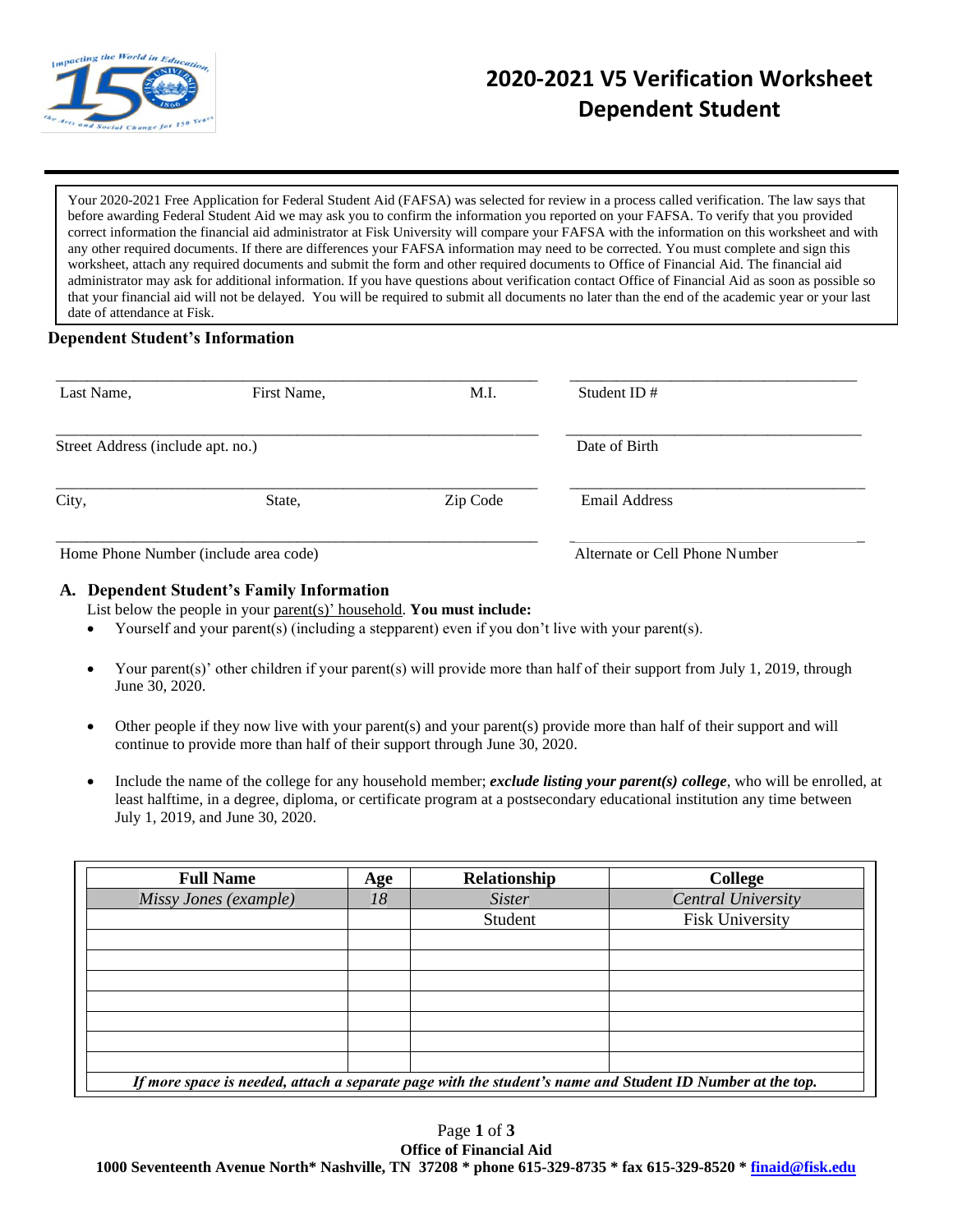# 2020-2021 V5 Verification Worksheet Dependent Student

Your 2020-2021 Free Application for Federal Student Aid (FAFSA) was selected for review in a process called verification. The law says that before awarding Federal Student Aid we may ask you to confirm the information you reported on your FAFSA. To verify that you provided correct information the financial aid administrator at Fisk University will compare your FAFSA with the information on this worksheet and with any other required documents. If there are differences your FAFSA information may need to be corrected. You must complete and sign this worksheet, attach any required documents and submit the form and other required documents to Office of Financial Aid. The financial aid administrator may ask for additional information. If you have questions about verification contact Office of Financial Aid as soon as possible so that your financial aid will not be delayed. You will be required to submit all documents no later than the end of the academic year or your last date of attendance at Fisk.

## Dependent Student's Information

______________________________________ ______________________
Last Name, First Name, M.I. Student ID #

______________________________________ ______________________
Street Address (include apt. no.) Date of Birth

______________________________________ ______________________
City, State, Zip Code Email Address

______________________________________ ______________________
Home Phone Number (include area code) Alternate or Cell Phone Number

## A. Dependent Student's Family Information

List below the people in your parent(s)' household. **You must include:**

- Yourself and your parent(s) (including a stepparent) even if you don't live with your parent(s).
- Your parent(s)' other children if your parent(s) will provide more than half of their support from July 1, 2019, through June 30, 2020.
- Other people if they now live with your parent(s) and your parent(s) provide more than half of their support and will continue to provide more than half of their support through June 30, 2020.
- Include the name of the college for any household member; ***exclude listing your parent(s) college***, who will be enrolled, at least halftime, in a degree, diploma, or certificate program at a postsecondary educational institution any time between July 1, 2019, and June 30, 2020.

| Full Name | Age | Relationship | College |
|---|---|---|---|
| *Missy Jones (example)* | *18* | *Sister* | *Central University* |
| | | Student | Fisk University |
| | | | |
| | | | |
| | | | |
| | | | |
| | | | |
| | | | |
| | | | |

***If more space is needed, attach a separate page with the student's name and Student ID Number at the top.***

**Office of Financial Aid**
**1000 Seventeenth Avenue North* Nashville, TN 37208 * phone 615-329-8735 * fax 615-329-8520 * finaid@fisk.edu**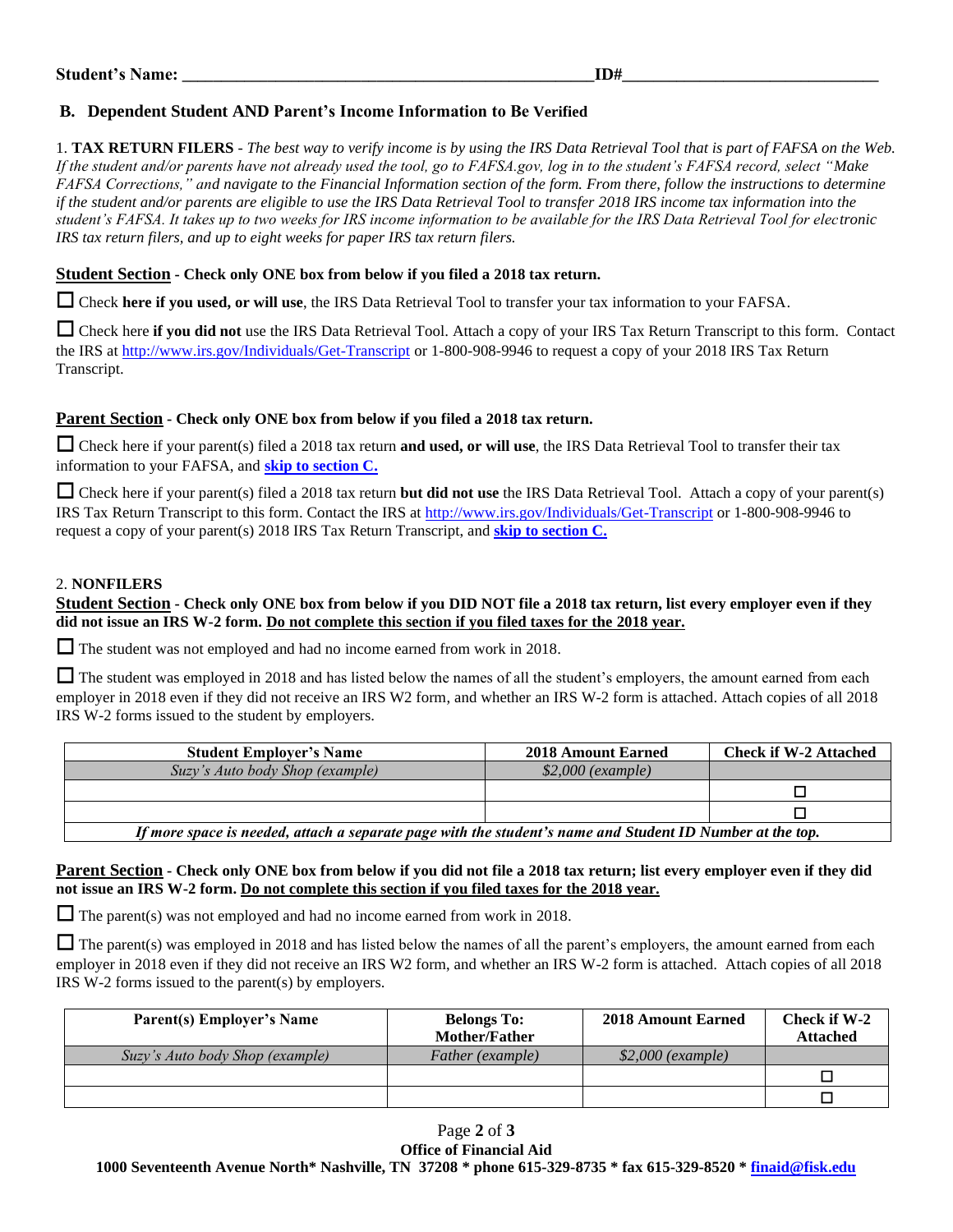**Student's Name: \_\_\_\_\_\_\_\_\_\_\_\_\_\_\_\_\_\_\_\_\_\_\_\_\_\_\_\_\_\_\_\_\_\_\_\_\_\_\_\_\_\_\_\_\_\_\_\_ ID#\_\_\_\_\_\_\_\_\_\_\_\_\_\_\_\_\_\_\_\_\_\_\_\_\_\_\_\_\_\_\_**

## B. Dependent Student AND Parent's Income Information to Be Verified

1. **TAX RETURN FILERS** - *The best way to verify income is by using the IRS Data Retrieval Tool that is part of FAFSA on the Web. If the student and/or parents have not already used the tool, go to FAFSA.gov, log in to the student's FAFSA record, select "Make FAFSA Corrections," and navigate to the Financial Information section of the form. From there, follow the instructions to determine if the student and/or parents are eligible to use the IRS Data Retrieval Tool to transfer 2018 IRS income tax information into the student's FAFSA. It takes up to two weeks for IRS income information to be available for the IRS Data Retrieval Tool for electronic IRS tax return filers, and up to eight weeks for paper IRS tax return filers.*

**Student Section - Check only ONE box from below if you filed a 2018 tax return.**

☐ Check **here if you used, or will use**, the IRS Data Retrieval Tool to transfer your tax information to your FAFSA.

☐ Check here **if you did not** use the IRS Data Retrieval Tool. Attach a copy of your IRS Tax Return Transcript to this form. Contact the IRS at http://www.irs.gov/Individuals/Get-Transcript or 1-800-908-9946 to request a copy of your 2018 IRS Tax Return Transcript.

**Parent Section - Check only ONE box from below if you filed a 2018 tax return.**

☐ Check here if your parent(s) filed a 2018 tax return **and used, or will use**, the IRS Data Retrieval Tool to transfer their tax information to your FAFSA, and **skip to section C.**

☐ Check here if your parent(s) filed a 2018 tax return **but did not use** the IRS Data Retrieval Tool. Attach a copy of your parent(s) IRS Tax Return Transcript to this form. Contact the IRS at http://www.irs.gov/Individuals/Get-Transcript or 1-800-908-9946 to request a copy of your parent(s) 2018 IRS Tax Return Transcript, and **skip to section C.**

2. **NONFILERS**

**Student Section - Check only ONE box from below if you DID NOT file a 2018 tax return, list every employer even if they did not issue an IRS W-2 form. Do not complete this section if you filed taxes for the 2018 year.**

☐ The student was not employed and had no income earned from work in 2018.

☐ The student was employed in 2018 and has listed below the names of all the student's employers, the amount earned from each employer in 2018 even if they did not receive an IRS W2 form, and whether an IRS W-2 form is attached. Attach copies of all 2018 IRS W-2 forms issued to the student by employers.

| Student Employer's Name | 2018 Amount Earned | Check if W-2 Attached |
|---|---|---|
| *Suzy's Auto body Shop (example)* | *$2,000 (example)* | |
| | | ☐ |
| | | ☐ |

*If more space is needed, attach a separate page with the student's name and Student ID Number at the top.*

**Parent Section - Check only ONE box from below if you did not file a 2018 tax return; list every employer even if they did not issue an IRS W-2 form. Do not complete this section if you filed taxes for the 2018 year.**

☐ The parent(s) was not employed and had no income earned from work in 2018.

☐ The parent(s) was employed in 2018 and has listed below the names of all the parent's employers, the amount earned from each employer in 2018 even if they did not receive an IRS W2 form, and whether an IRS W-2 form is attached. Attach copies of all 2018 IRS W-2 forms issued to the parent(s) by employers.

| Parent(s) Employer's Name | Belongs To: Mother/Father | 2018 Amount Earned | Check if W-2 Attached |
|---|---|---|---|
| *Suzy's Auto body Shop (example)* | *Father (example)* | *$2,000 (example)* | |
| | | | ☐ |
| | | | ☐ |

**Office of Financial Aid**
**1000 Seventeenth Avenue North* Nashville, TN 37208 * phone 615-329-8735 * fax 615-329-8520 * finaid@fisk.edu**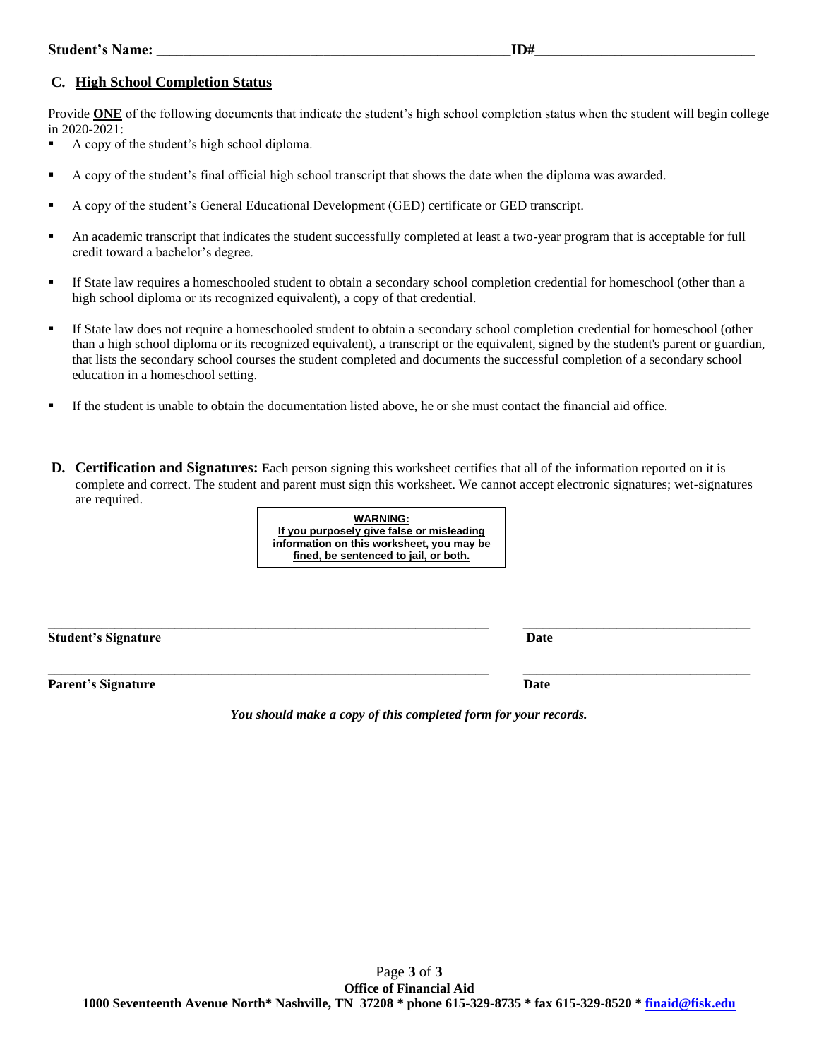Student's Name: ______________________________ ID#______________________________

## C. High School Completion Status

Provide **ONE** of the following documents that indicate the student's high school completion status when the student will begin college in 2020-2021:

- A copy of the student's high school diploma.
- A copy of the student's final official high school transcript that shows the date when the diploma was awarded.
- A copy of the student's General Educational Development (GED) certificate or GED transcript.
- An academic transcript that indicates the student successfully completed at least a two-year program that is acceptable for full credit toward a bachelor's degree.
- If State law requires a homeschooled student to obtain a secondary school completion credential for homeschool (other than a high school diploma or its recognized equivalent), a copy of that credential.
- If State law does not require a homeschooled student to obtain a secondary school completion credential for homeschool (other than a high school diploma or its recognized equivalent), a transcript or the equivalent, signed by the student's parent or guardian, that lists the secondary school courses the student completed and documents the successful completion of a secondary school education in a homeschool setting.
- If the student is unable to obtain the documentation listed above, he or she must contact the financial aid office.

## D. Certification and Signatures:

Each person signing this worksheet certifies that all of the information reported on it is complete and correct. The student and parent must sign this worksheet. We cannot accept electronic signatures; wet-signatures are required.

**WARNING:**
**If you purposely give false or misleading information on this worksheet, you may be fined, be sentenced to jail, or both.**

______________________________________________ ______________________

**Student's Signature** **Date**

______________________________________________ ______________________

**Parent's Signature** **Date**

***You should make a copy of this completed form for your records.***

**Office of Financial Aid**
**1000 Seventeenth Avenue North* Nashville, TN 37208 * phone 615-329-8735 * fax 615-329-8520 * finaid@fisk.edu**